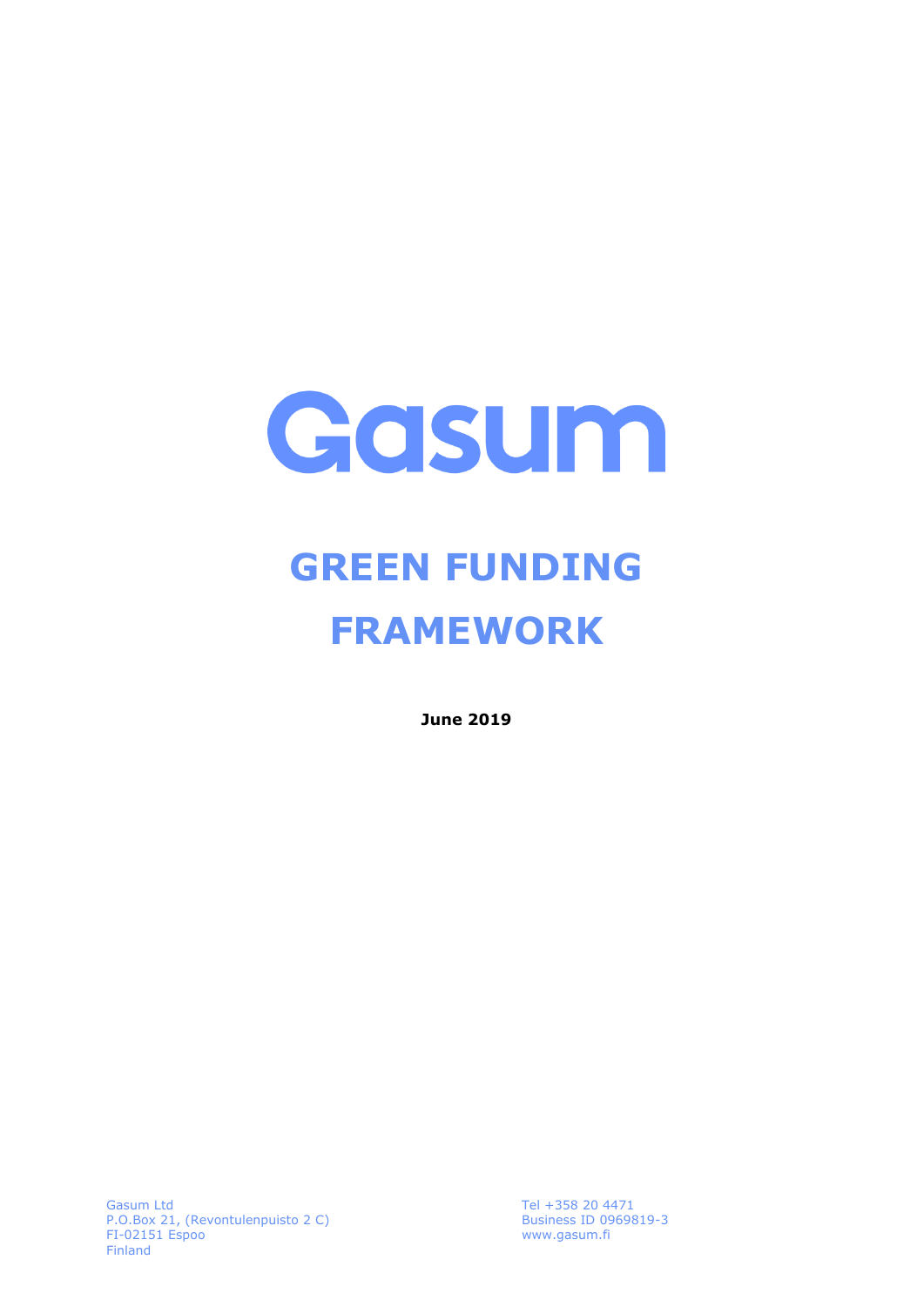# Gasum

# GREEN FUNDING FRAMEWORK

**June 2019**

Gasum Ltd
P.O.Box 21, (Revontulenpuisto 2 C)
FI-02151 Espoo
Finland

Tel +358 20 4471
Business ID 0969819-3
www.gasum.fi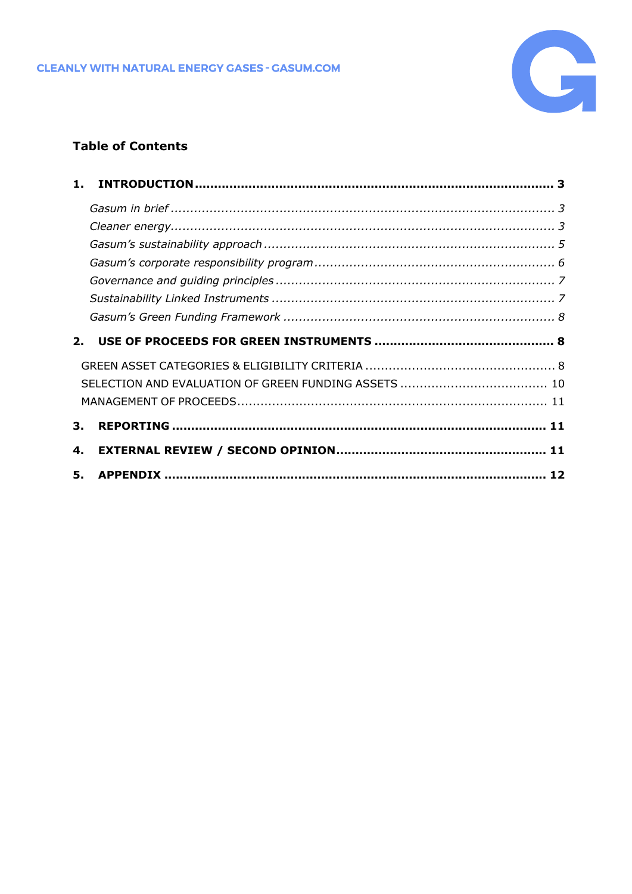## Table of Contents

**1. INTRODUCTION** ..... **3**

- *Gasum in brief* ..... *3*
- *Cleaner energy* ..... *3*
- *Gasum's sustainability approach* ..... *5*
- *Gasum's corporate responsibility program* ..... *6*
- *Governance and guiding principles* ..... *7*
- *Sustainability Linked Instruments* ..... *7*
- *Gasum's Green Funding Framework* ..... *8*

**2. USE OF PROCEEDS FOR GREEN INSTRUMENTS** ..... **8**

- GREEN ASSET CATEGORIES & ELIGIBILITY CRITERIA ..... 8
- SELECTION AND EVALUATION OF GREEN FUNDING ASSETS ..... 10
- MANAGEMENT OF PROCEEDS ..... 11

**3. REPORTING** ..... **11**

**4. EXTERNAL REVIEW / SECOND OPINION** ..... **11**

**5. APPENDIX** ..... **12**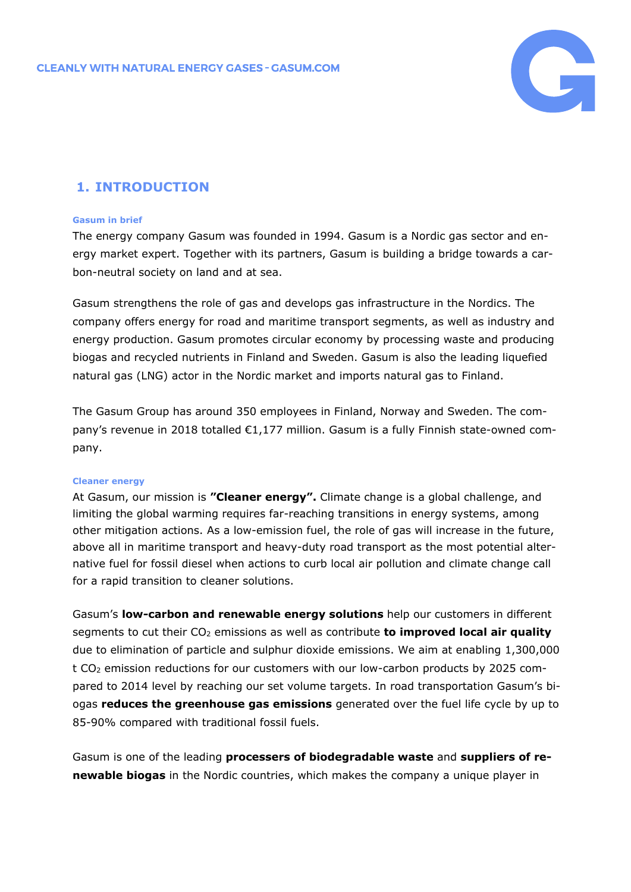## 1. INTRODUCTION

#### Gasum in brief

The energy company Gasum was founded in 1994. Gasum is a Nordic gas sector and energy market expert. Together with its partners, Gasum is building a bridge towards a carbon-neutral society on land and at sea.

Gasum strengthens the role of gas and develops gas infrastructure in the Nordics. The company offers energy for road and maritime transport segments, as well as industry and energy production. Gasum promotes circular economy by processing waste and producing biogas and recycled nutrients in Finland and Sweden. Gasum is also the leading liquefied natural gas (LNG) actor in the Nordic market and imports natural gas to Finland.

The Gasum Group has around 350 employees in Finland, Norway and Sweden. The company's revenue in 2018 totalled €1,177 million. Gasum is a fully Finnish state-owned company.

#### Cleaner energy

At Gasum, our mission is **"Cleaner energy".** Climate change is a global challenge, and limiting the global warming requires far-reaching transitions in energy systems, among other mitigation actions. As a low-emission fuel, the role of gas will increase in the future, above all in maritime transport and heavy-duty road transport as the most potential alternative fuel for fossil diesel when actions to curb local air pollution and climate change call for a rapid transition to cleaner solutions.

Gasum's **low-carbon and renewable energy solutions** help our customers in different segments to cut their $CO_2$ emissions as well as contribute **to improved local air quality** due to elimination of particle and sulphur dioxide emissions. We aim at enabling 1,300,000 t $CO_2$ emission reductions for our customers with our low-carbon products by 2025 compared to 2014 level by reaching our set volume targets. In road transportation Gasum's biogas **reduces the greenhouse gas emissions** generated over the fuel life cycle by up to 85-90% compared with traditional fossil fuels.

Gasum is one of the leading **processers of biodegradable waste** and **suppliers of renewable biogas** in the Nordic countries, which makes the company a unique player in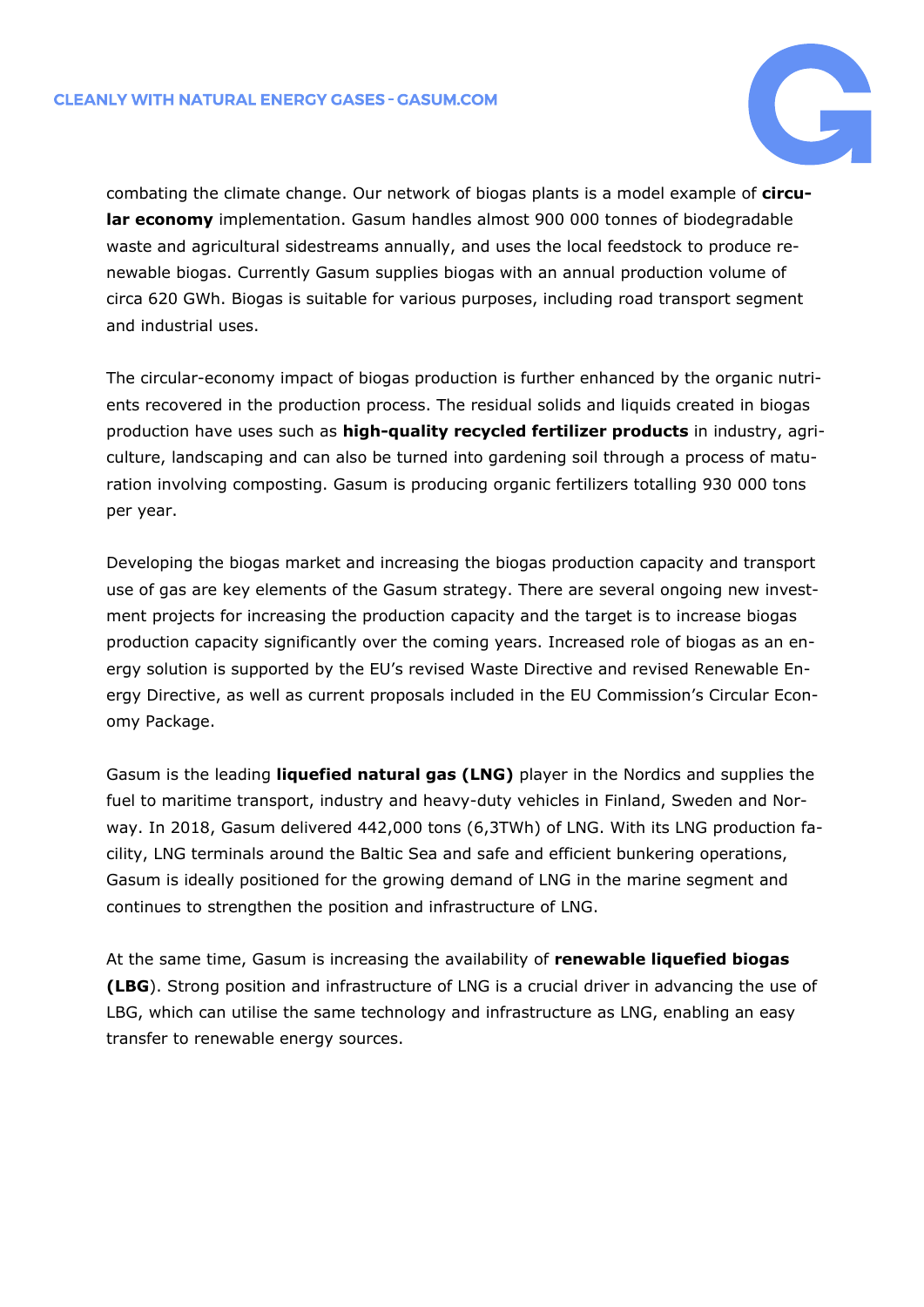combating the climate change. Our network of biogas plants is a model example of **circular economy** implementation. Gasum handles almost 900 000 tonnes of biodegradable waste and agricultural sidestreams annually, and uses the local feedstock to produce renewable biogas. Currently Gasum supplies biogas with an annual production volume of circa 620 GWh. Biogas is suitable for various purposes, including road transport segment and industrial uses.

The circular-economy impact of biogas production is further enhanced by the organic nutrients recovered in the production process. The residual solids and liquids created in biogas production have uses such as **high-quality recycled fertilizer products** in industry, agriculture, landscaping and can also be turned into gardening soil through a process of maturation involving composting. Gasum is producing organic fertilizers totalling 930 000 tons per year.

Developing the biogas market and increasing the biogas production capacity and transport use of gas are key elements of the Gasum strategy. There are several ongoing new investment projects for increasing the production capacity and the target is to increase biogas production capacity significantly over the coming years. Increased role of biogas as an energy solution is supported by the EU's revised Waste Directive and revised Renewable Energy Directive, as well as current proposals included in the EU Commission's Circular Economy Package.

Gasum is the leading **liquefied natural gas (LNG)** player in the Nordics and supplies the fuel to maritime transport, industry and heavy-duty vehicles in Finland, Sweden and Norway. In 2018, Gasum delivered 442,000 tons (6,3TWh) of LNG. With its LNG production facility, LNG terminals around the Baltic Sea and safe and efficient bunkering operations, Gasum is ideally positioned for the growing demand of LNG in the marine segment and continues to strengthen the position and infrastructure of LNG.

At the same time, Gasum is increasing the availability of **renewable liquefied biogas (LBG)**. Strong position and infrastructure of LNG is a crucial driver in advancing the use of LBG, which can utilise the same technology and infrastructure as LNG, enabling an easy transfer to renewable energy sources.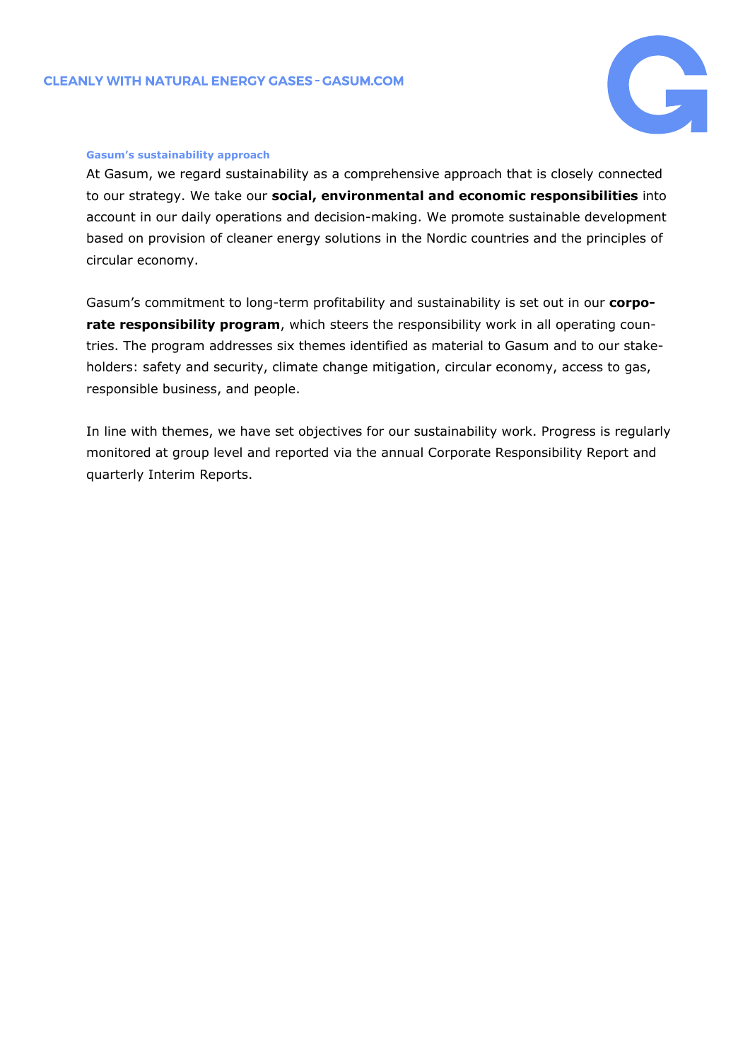### Gasum's sustainability approach

At Gasum, we regard sustainability as a comprehensive approach that is closely connected to our strategy. We take our **social, environmental and economic responsibilities** into account in our daily operations and decision-making. We promote sustainable development based on provision of cleaner energy solutions in the Nordic countries and the principles of circular economy.

Gasum's commitment to long-term profitability and sustainability is set out in our **corporate responsibility program**, which steers the responsibility work in all operating countries. The program addresses six themes identified as material to Gasum and to our stakeholders: safety and security, climate change mitigation, circular economy, access to gas, responsible business, and people.

In line with themes, we have set objectives for our sustainability work. Progress is regularly monitored at group level and reported via the annual Corporate Responsibility Report and quarterly Interim Reports.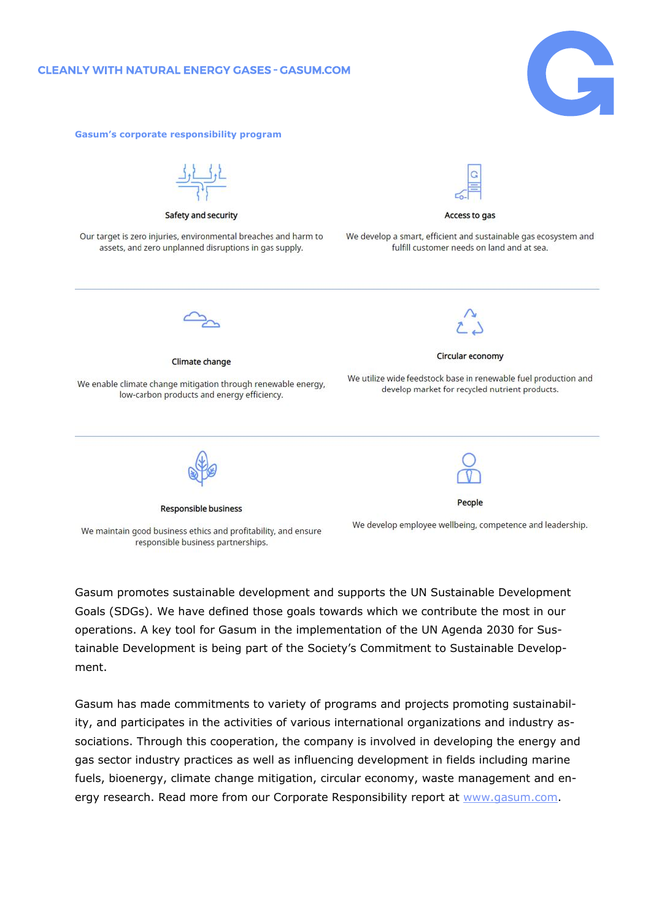**Gasum's corporate responsibility program**

**Safety and security**

Our target is zero injuries, environmental breaches and harm to assets, and zero unplanned disruptions in gas supply.

**Access to gas**

We develop a smart, efficient and sustainable gas ecosystem and fulfill customer needs on land and at sea.

**Climate change**

We enable climate change mitigation through renewable energy, low-carbon products and energy efficiency.

**Circular economy**

We utilize wide feedstock base in renewable fuel production and develop market for recycled nutrient products.

**Responsible business**

We maintain good business ethics and profitability, and ensure responsible business partnerships.

**People**

We develop employee wellbeing, competence and leadership.

Gasum promotes sustainable development and supports the UN Sustainable Development Goals (SDGs). We have defined those goals towards which we contribute the most in our operations. A key tool for Gasum in the implementation of the UN Agenda 2030 for Sustainable Development is being part of the Society's Commitment to Sustainable Development.

Gasum has made commitments to variety of programs and projects promoting sustainability, and participates in the activities of various international organizations and industry associations. Through this cooperation, the company is involved in developing the energy and gas sector industry practices as well as influencing development in fields including marine fuels, bioenergy, climate change mitigation, circular economy, waste management and energy research. Read more from our Corporate Responsibility report at [www.gasum.com](http://www.gasum.com).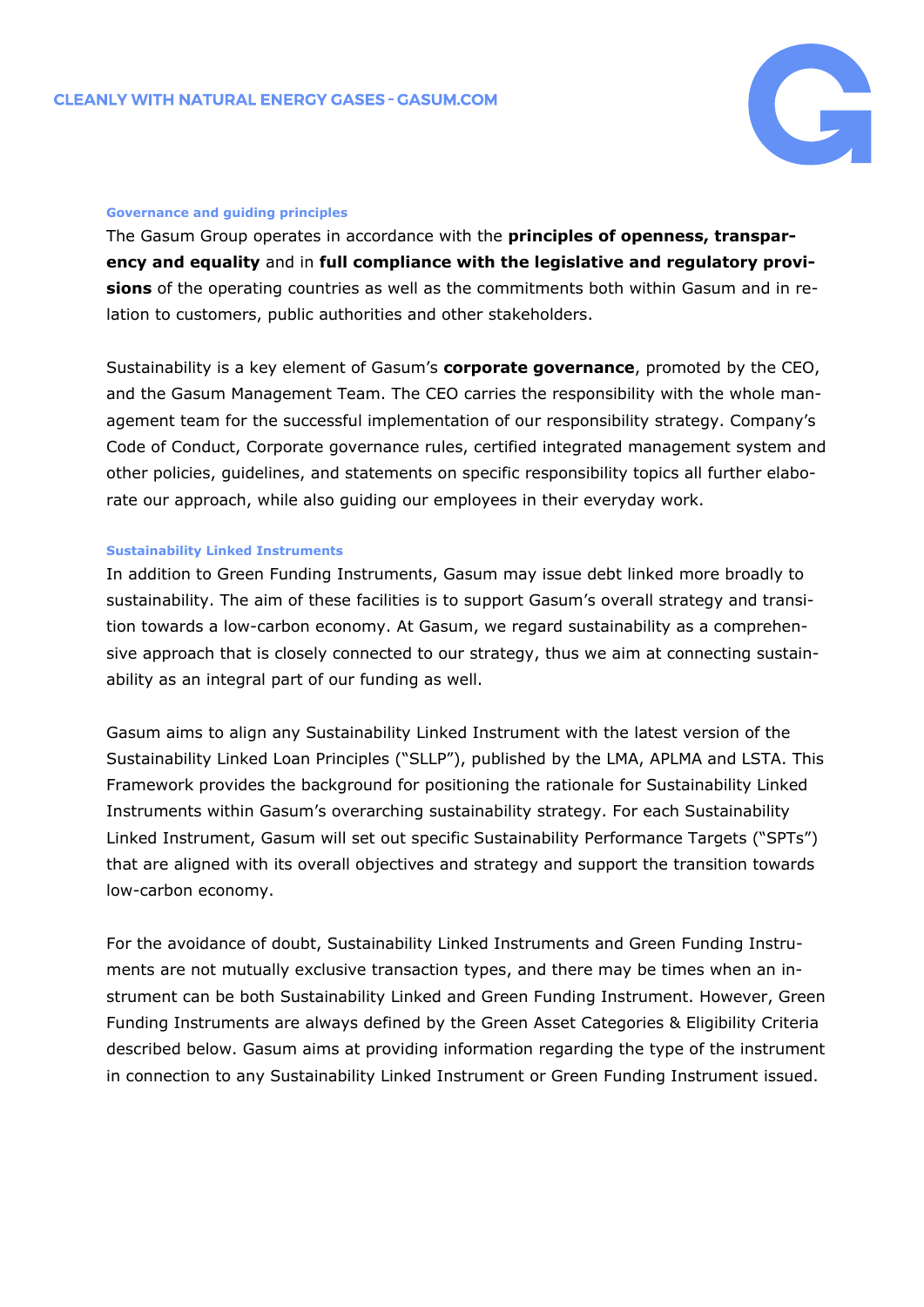## Governance and guiding principles

The Gasum Group operates in accordance with the **principles of openness, transparency and equality** and in **full compliance with the legislative and regulatory provisions** of the operating countries as well as the commitments both within Gasum and in relation to customers, public authorities and other stakeholders.

Sustainability is a key element of Gasum's **corporate governance**, promoted by the CEO, and the Gasum Management Team. The CEO carries the responsibility with the whole management team for the successful implementation of our responsibility strategy. Company's Code of Conduct, Corporate governance rules, certified integrated management system and other policies, guidelines, and statements on specific responsibility topics all further elaborate our approach, while also guiding our employees in their everyday work.

## Sustainability Linked Instruments

In addition to Green Funding Instruments, Gasum may issue debt linked more broadly to sustainability. The aim of these facilities is to support Gasum's overall strategy and transition towards a low-carbon economy. At Gasum, we regard sustainability as a comprehensive approach that is closely connected to our strategy, thus we aim at connecting sustainability as an integral part of our funding as well.

Gasum aims to align any Sustainability Linked Instrument with the latest version of the Sustainability Linked Loan Principles ("SLLP"), published by the LMA, APLMA and LSTA. This Framework provides the background for positioning the rationale for Sustainability Linked Instruments within Gasum's overarching sustainability strategy. For each Sustainability Linked Instrument, Gasum will set out specific Sustainability Performance Targets ("SPTs") that are aligned with its overall objectives and strategy and support the transition towards low-carbon economy.

For the avoidance of doubt, Sustainability Linked Instruments and Green Funding Instruments are not mutually exclusive transaction types, and there may be times when an instrument can be both Sustainability Linked and Green Funding Instrument. However, Green Funding Instruments are always defined by the Green Asset Categories & Eligibility Criteria described below. Gasum aims at providing information regarding the type of the instrument in connection to any Sustainability Linked Instrument or Green Funding Instrument issued.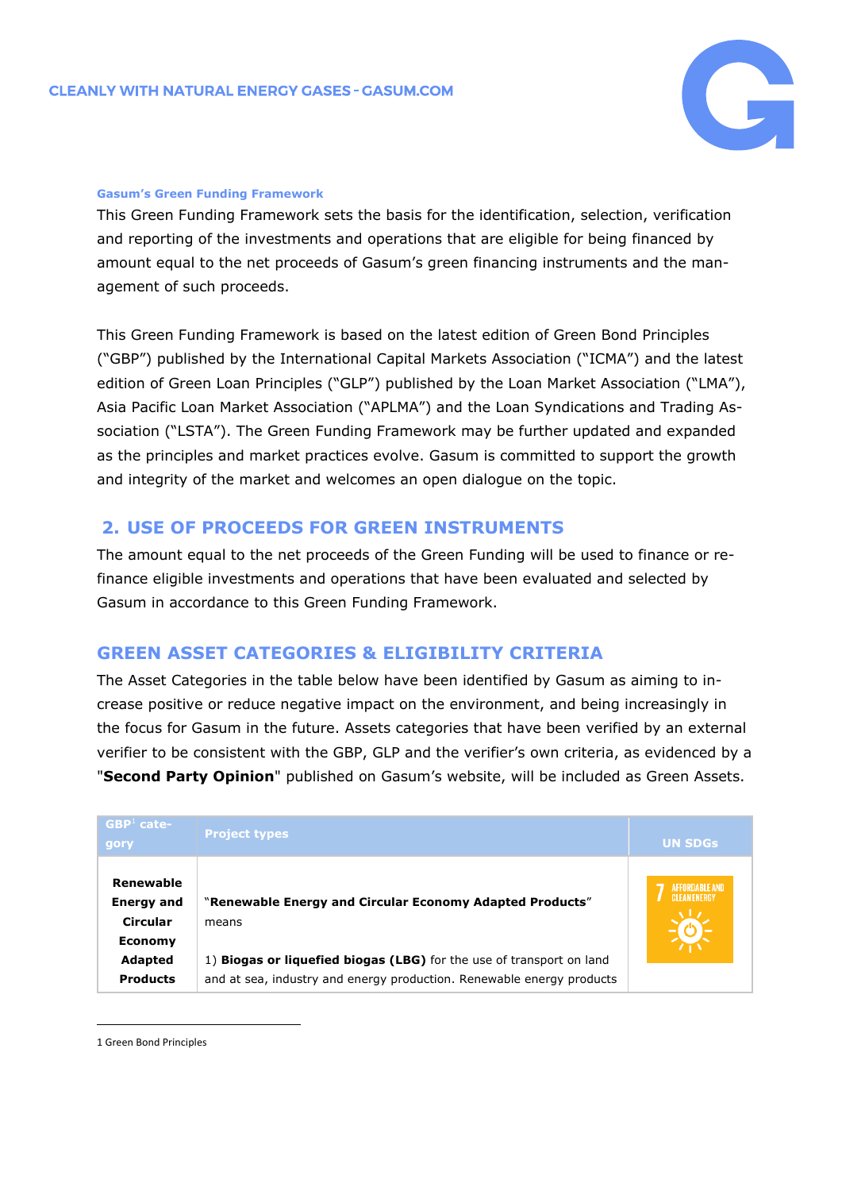**Gasum's Green Funding Framework**

This Green Funding Framework sets the basis for the identification, selection, verification and reporting of the investments and operations that are eligible for being financed by amount equal to the net proceeds of Gasum's green financing instruments and the management of such proceeds.

This Green Funding Framework is based on the latest edition of Green Bond Principles ("GBP") published by the International Capital Markets Association ("ICMA") and the latest edition of Green Loan Principles ("GLP") published by the Loan Market Association ("LMA"), Asia Pacific Loan Market Association ("APLMA") and the Loan Syndications and Trading Association ("LSTA"). The Green Funding Framework may be further updated and expanded as the principles and market practices evolve. Gasum is committed to support the growth and integrity of the market and welcomes an open dialogue on the topic.

## 2. USE OF PROCEEDS FOR GREEN INSTRUMENTS

The amount equal to the net proceeds of the Green Funding will be used to finance or refinance eligible investments and operations that have been evaluated and selected by Gasum in accordance to this Green Funding Framework.

## GREEN ASSET CATEGORIES & ELIGIBILITY CRITERIA

The Asset Categories in the table below have been identified by Gasum as aiming to increase positive or reduce negative impact on the environment, and being increasingly in the focus for Gasum in the future. Assets categories that have been verified by an external verifier to be consistent with the GBP, GLP and the verifier's own criteria, as evidenced by a "**Second Party Opinion**" published on Gasum's website, will be included as Green Assets.

| GBP[1] category | Project types | UN SDGs |
|---|---|---|
| **Renewable Energy and Circular Economy Adapted Products** | "**Renewable Energy and Circular Economy Adapted Products**" means<br><br>1) **Biogas or liquefied biogas (LBG)** for the use of transport on land and at sea, industry and energy production. Renewable energy products | 7 AFFORDABLE AND CLEAN ENERGY |

1 Green Bond Principles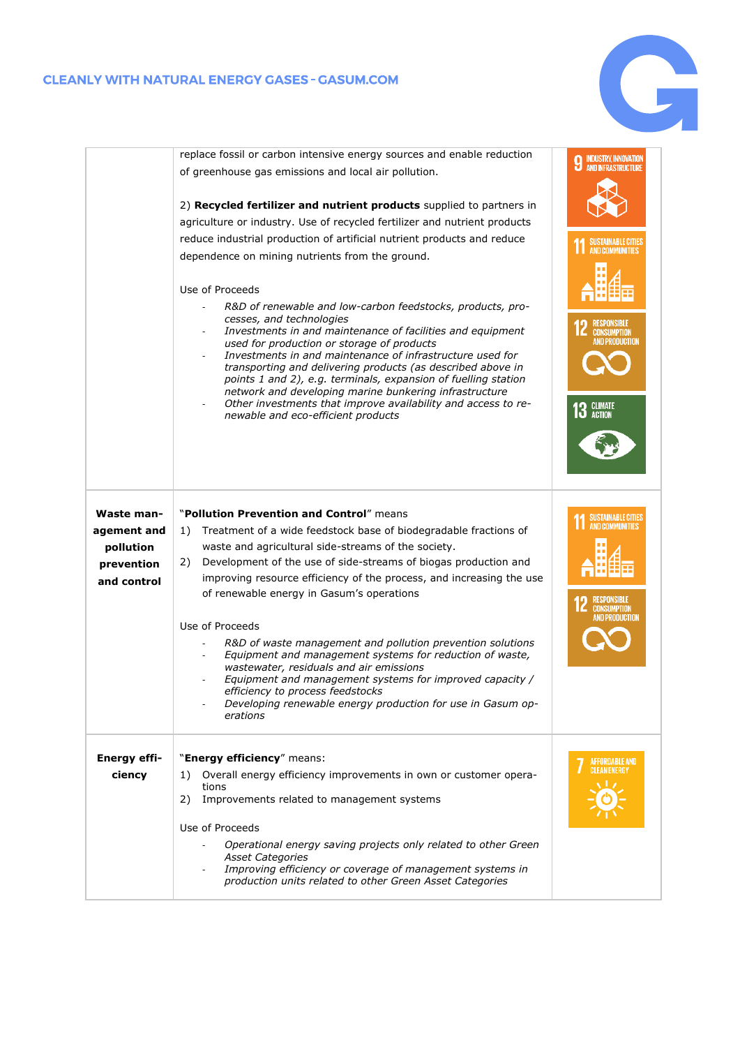| | | |
|---|---|---|
| | replace fossil or carbon intensive energy sources and enable reduction of greenhouse gas emissions and local air pollution.<br><br>2) **Recycled fertilizer and nutrient products** supplied to partners in agriculture or industry. Use of recycled fertilizer and nutrient products reduce industrial production of artificial nutrient products and reduce dependence on mining nutrients from the ground.<br><br>Use of Proceeds<br>- *R&D of renewable and low-carbon feedstocks, products, processes, and technologies*<br>- *Investments in and maintenance of facilities and equipment used for production or storage of products*<br>- *Investments in and maintenance of infrastructure used for transporting and delivering products (as described above in points 1 and 2), e.g. terminals, expansion of fuelling station network and developing marine bunkering infrastructure*<br>- *Other investments that improve availability and access to renewable and eco-efficient products* | 9 INDUSTRY, INNOVATION AND INFRASTRUCTURE<br>11 SUSTAINABLE CITIES AND COMMUNITIES<br>12 RESPONSIBLE CONSUMPTION AND PRODUCTION<br>13 CLIMATE ACTION |
| **Waste management and pollution prevention and control** | "**Pollution Prevention and Control**" means<br>1) Treatment of a wide feedstock base of biodegradable fractions of waste and agricultural side-streams of the society.<br>2) Development of the use of side-streams of biogas production and improving resource efficiency of the process, and increasing the use of renewable energy in Gasum's operations<br><br>Use of Proceeds<br>- *R&D of waste management and pollution prevention solutions*<br>- *Equipment and management systems for reduction of waste, wastewater, residuals and air emissions*<br>- *Equipment and management systems for improved capacity / efficiency to process feedstocks*<br>- *Developing renewable energy production for use in Gasum operations* | 11 SUSTAINABLE CITIES AND COMMUNITIES<br>12 RESPONSIBLE CONSUMPTION AND PRODUCTION |
| **Energy efficiency** | "**Energy efficiency**" means:<br>1) Overall energy efficiency improvements in own or customer operations<br>2) Improvements related to management systems<br><br>Use of Proceeds<br>- *Operational energy saving projects only related to other Green Asset Categories*<br>- *Improving efficiency or coverage of management systems in production units related to other Green Asset Categories* | 7 AFFORDABLE AND CLEAN ENERGY |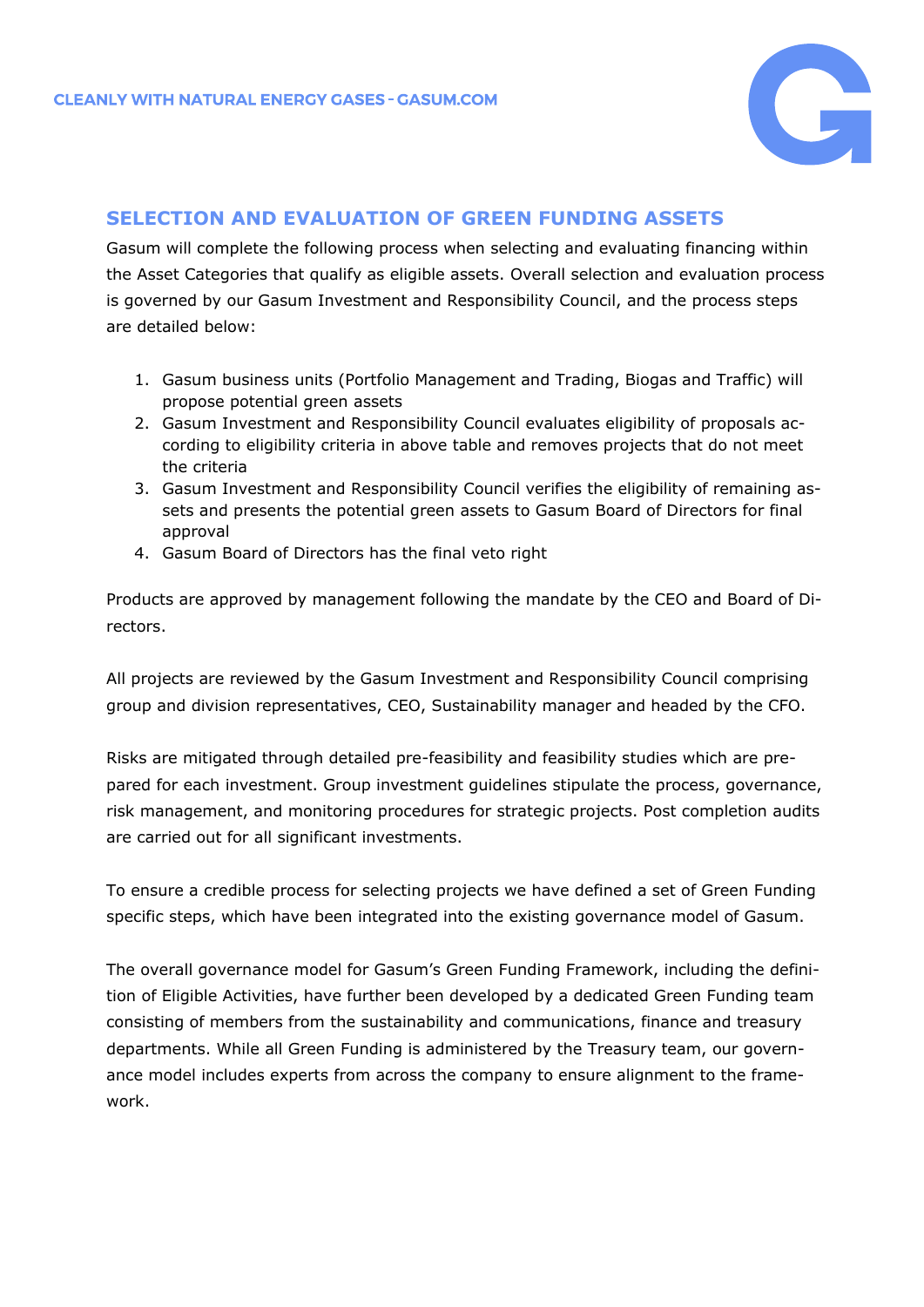## SELECTION AND EVALUATION OF GREEN FUNDING ASSETS

Gasum will complete the following process when selecting and evaluating financing within the Asset Categories that qualify as eligible assets. Overall selection and evaluation process is governed by our Gasum Investment and Responsibility Council, and the process steps are detailed below:

1. Gasum business units (Portfolio Management and Trading, Biogas and Traffic) will propose potential green assets
2. Gasum Investment and Responsibility Council evaluates eligibility of proposals according to eligibility criteria in above table and removes projects that do not meet the criteria
3. Gasum Investment and Responsibility Council verifies the eligibility of remaining assets and presents the potential green assets to Gasum Board of Directors for final approval
4. Gasum Board of Directors has the final veto right

Products are approved by management following the mandate by the CEO and Board of Directors.

All projects are reviewed by the Gasum Investment and Responsibility Council comprising group and division representatives, CEO, Sustainability manager and headed by the CFO.

Risks are mitigated through detailed pre-feasibility and feasibility studies which are prepared for each investment. Group investment guidelines stipulate the process, governance, risk management, and monitoring procedures for strategic projects. Post completion audits are carried out for all significant investments.

To ensure a credible process for selecting projects we have defined a set of Green Funding specific steps, which have been integrated into the existing governance model of Gasum.

The overall governance model for Gasum's Green Funding Framework, including the definition of Eligible Activities, have further been developed by a dedicated Green Funding team consisting of members from the sustainability and communications, finance and treasury departments. While all Green Funding is administered by the Treasury team, our governance model includes experts from across the company to ensure alignment to the framework.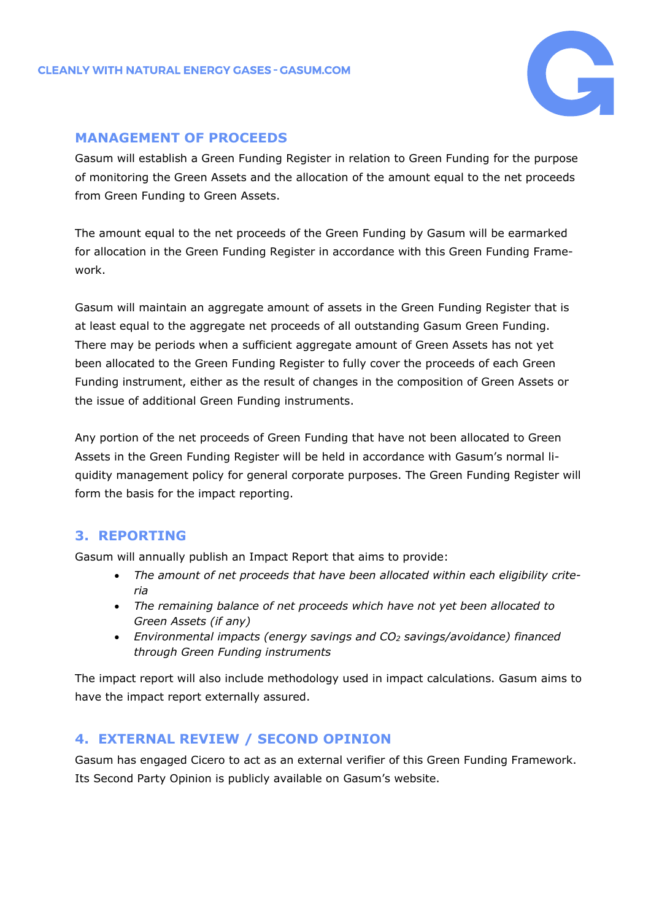## MANAGEMENT OF PROCEEDS

Gasum will establish a Green Funding Register in relation to Green Funding for the purpose of monitoring the Green Assets and the allocation of the amount equal to the net proceeds from Green Funding to Green Assets.

The amount equal to the net proceeds of the Green Funding by Gasum will be earmarked for allocation in the Green Funding Register in accordance with this Green Funding Framework.

Gasum will maintain an aggregate amount of assets in the Green Funding Register that is at least equal to the aggregate net proceeds of all outstanding Gasum Green Funding. There may be periods when a sufficient aggregate amount of Green Assets has not yet been allocated to the Green Funding Register to fully cover the proceeds of each Green Funding instrument, either as the result of changes in the composition of Green Assets or the issue of additional Green Funding instruments.

Any portion of the net proceeds of Green Funding that have not been allocated to Green Assets in the Green Funding Register will be held in accordance with Gasum's normal liquidity management policy for general corporate purposes. The Green Funding Register will form the basis for the impact reporting.

## 3. REPORTING

Gasum will annually publish an Impact Report that aims to provide:

- *The amount of net proceeds that have been allocated within each eligibility criteria*
- *The remaining balance of net proceeds which have not yet been allocated to Green Assets (if any)*
- *Environmental impacts (energy savings and $CO_2$ savings/avoidance) financed through Green Funding instruments*

The impact report will also include methodology used in impact calculations. Gasum aims to have the impact report externally assured.

## 4. EXTERNAL REVIEW / SECOND OPINION

Gasum has engaged Cicero to act as an external verifier of this Green Funding Framework. Its Second Party Opinion is publicly available on Gasum's website.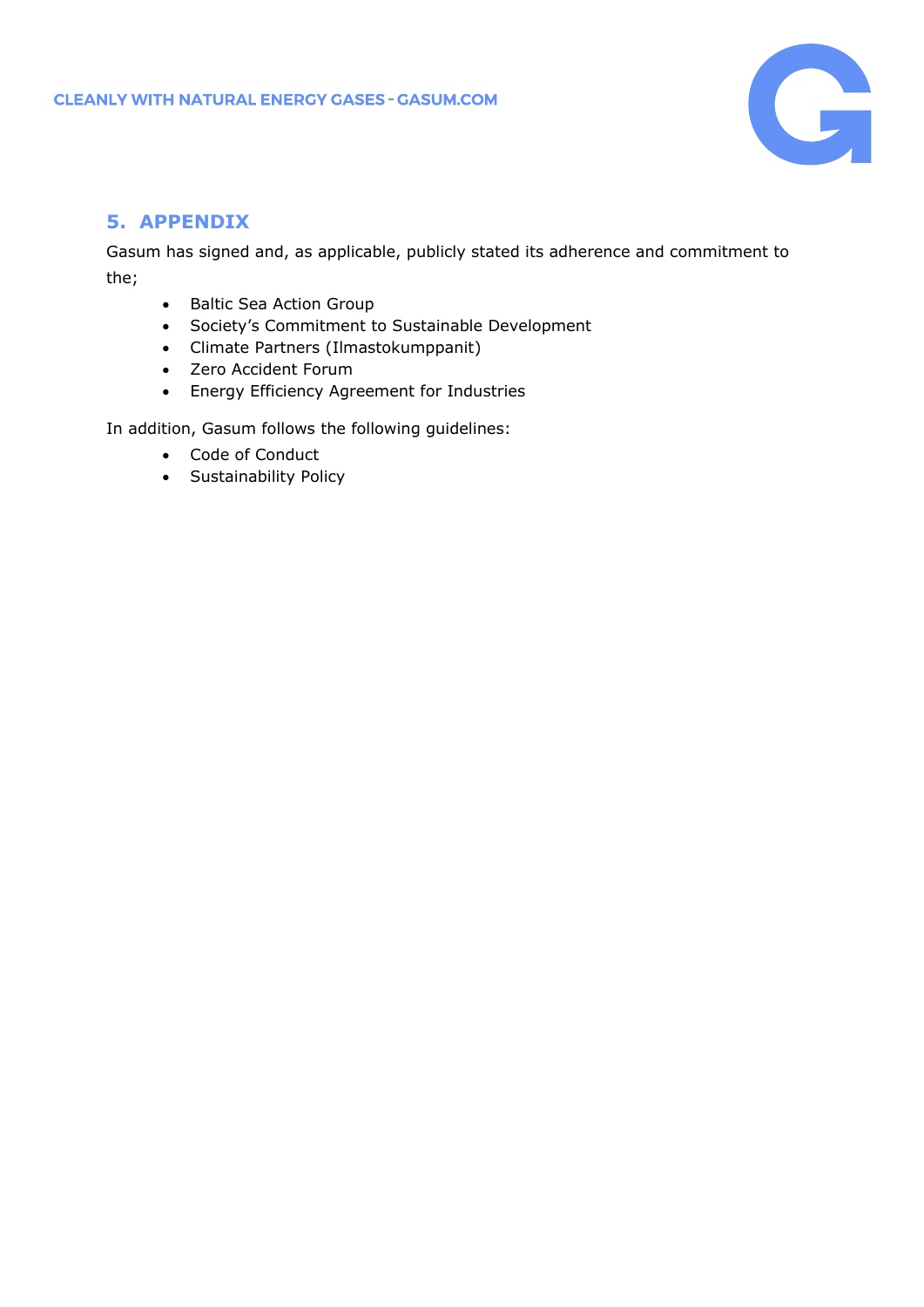## 5. APPENDIX

Gasum has signed and, as applicable, publicly stated its adherence and commitment to the;

- Baltic Sea Action Group
- Society's Commitment to Sustainable Development
- Climate Partners (Ilmastokumppanit)
- Zero Accident Forum
- Energy Efficiency Agreement for Industries

In addition, Gasum follows the following guidelines:

- Code of Conduct
- Sustainability Policy